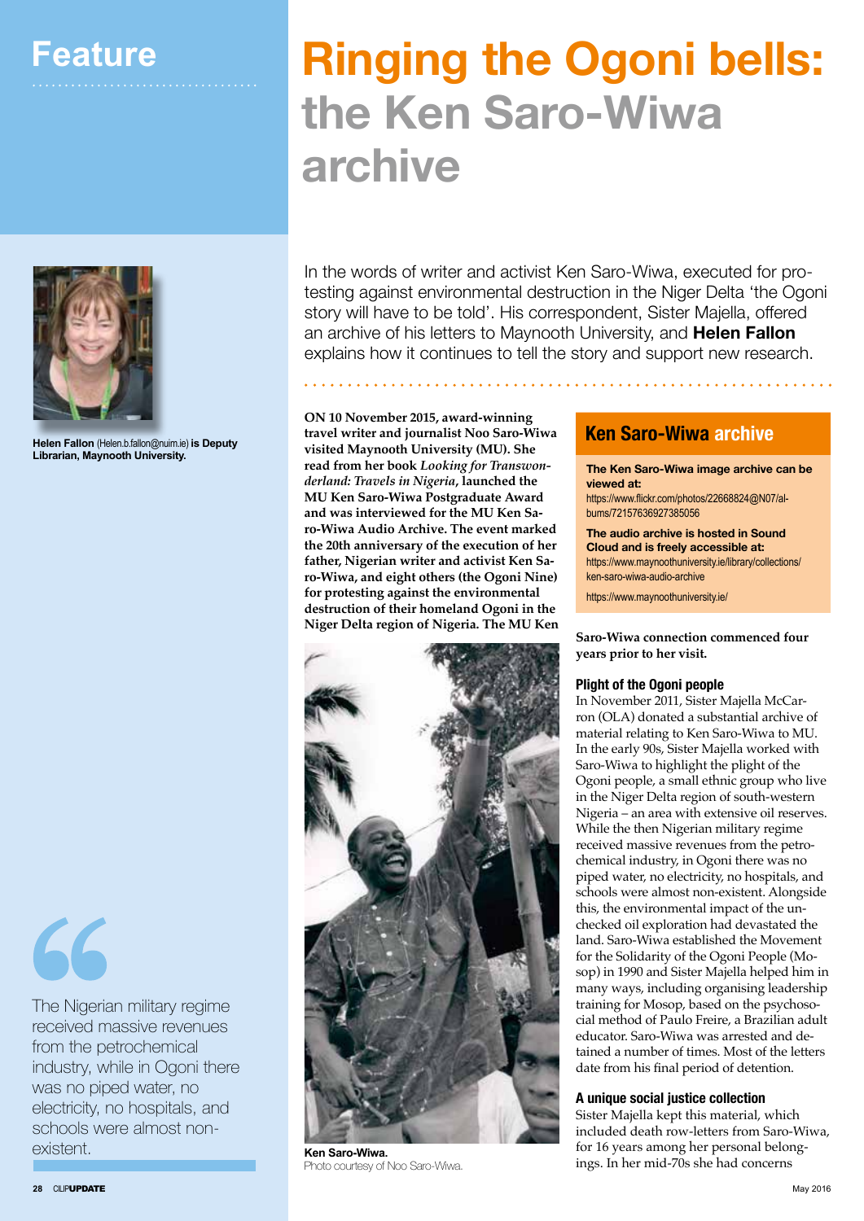Feature

# Ringing the Ogoni bells: the Ken Saro-Wiwa archive

**Helen Fallon** (Helen.b.fallon@nuim.ie) **is Deputy Librarian, Maynooth University.**

In the words of writer and activist Ken Saro-Wiwa, executed for protesting against environmental destruction in the Niger Delta 'the Ogoni story will have to be told'. His correspondent, Sister Majella, offered an archive of his letters to Maynooth University, and **Helen Fallon** explains how it continues to tell the story and support new research.

**ON 10 November 2015, award-winning travel writer and journalist Noo Saro-Wiwa visited Maynooth University (MU). She read from her book *Looking for Transwonderland: Travels in Nigeria*, launched the MU Ken Saro-Wiwa Postgraduate Award and was interviewed for the MU Ken Saro-Wiwa Audio Archive. The event marked the 20th anniversary of the execution of her father, Nigerian writer and activist Ken Saro-Wiwa, and eight others (the Ogoni Nine) for protesting against the environmental destruction of their homeland Ogoni in the Niger Delta region of Nigeria. The MU Ken Saro-Wiwa connection commenced four years prior to her visit.**

**Ken Saro-Wiwa.**
Photo courtesy of Noo Saro-Wiwa.

> The Nigerian military regime received massive revenues from the petrochemical industry, while in Ogoni there was no piped water, no electricity, no hospitals, and schools were almost non-existent.

### Ken Saro-Wiwa archive

**The Ken Saro-Wiwa image archive can be viewed at:**
https://www.flickr.com/photos/22668824@N07/albums/72157636927385056

**The audio archive is hosted in Sound Cloud and is freely accessible at:**
https://www.maynoothuniversity.ie/library/collections/ken-saro-wiwa-audio-archive

https://www.maynoothuniversity.ie/

### Plight of the Ogoni people

In November 2011, Sister Majella McCarron (OLA) donated a substantial archive of material relating to Ken Saro-Wiwa to MU. In the early 90s, Sister Majella worked with Saro-Wiwa to highlight the plight of the Ogoni people, a small ethnic group who live in the Niger Delta region of south-western Nigeria – an area with extensive oil reserves. While the then Nigerian military regime received massive revenues from the petrochemical industry, in Ogoni there was no piped water, no electricity, no hospitals, and schools were almost non-existent. Alongside this, the environmental impact of the unchecked oil exploration had devastated the land. Saro-Wiwa established the Movement for the Solidarity of the Ogoni People (Mosop) in 1990 and Sister Majella helped him in many ways, including organising leadership training for Mosop, based on the psychosocial method of Paulo Freire, a Brazilian adult educator. Saro-Wiwa was arrested and detained a number of times. Most of the letters date from his final period of detention.

### A unique social justice collection

Sister Majella kept this material, which included death row-letters from Saro-Wiwa, for 16 years among her personal belongings. In her mid-70s she had concerns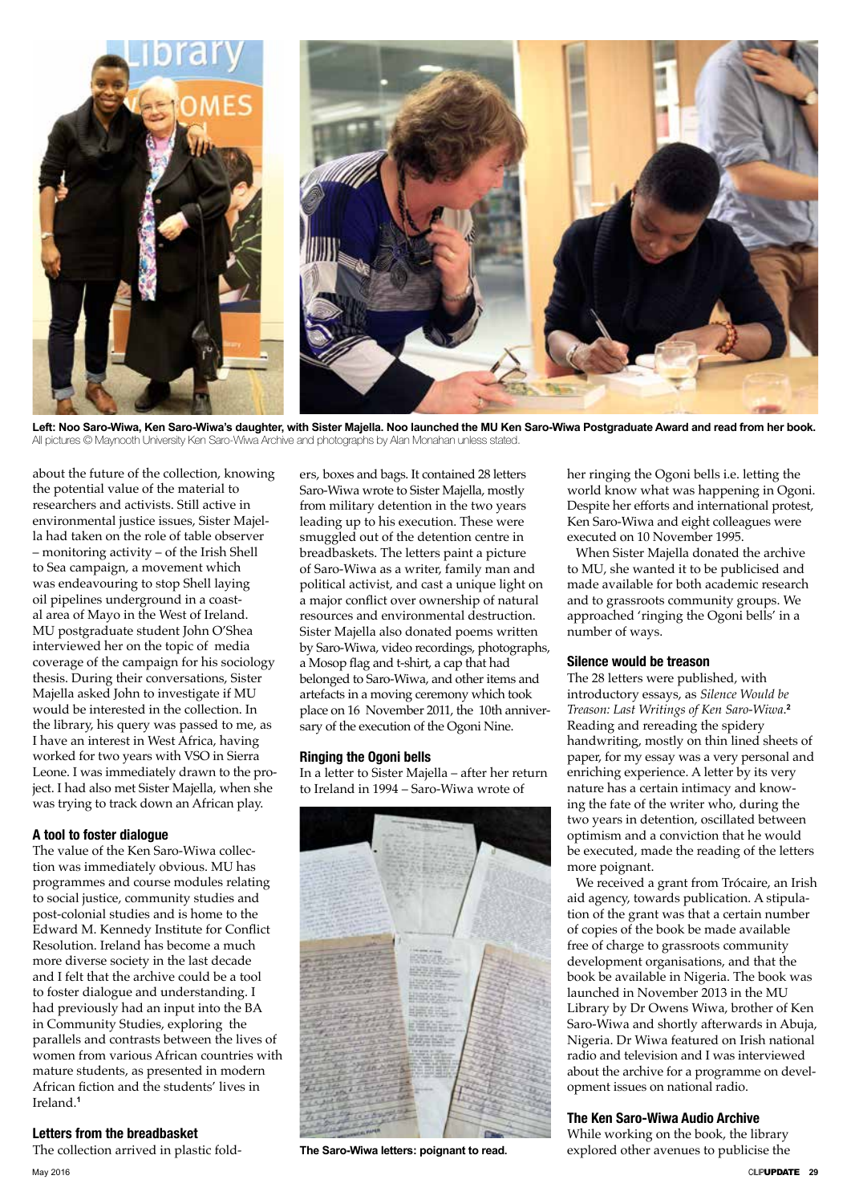**Left: Noo Saro-Wiwa, Ken Saro-Wiwa's daughter, with Sister Majella. Noo launched the MU Ken Saro-Wiwa Postgraduate Award and read from her book.**
All pictures © Maynooth University Ken Saro-Wiwa Archive and photographs by Alan Monahan unless stated.

about the future of the collection, knowing the potential value of the material to researchers and activists. Still active in environmental justice issues, Sister Majella had taken on the role of table observer – monitoring activity – of the Irish Shell to Sea campaign, a movement which was endeavouring to stop Shell laying oil pipelines underground in a coastal area of Mayo in the West of Ireland. MU postgraduate student John O'Shea interviewed her on the topic of media coverage of the campaign for his sociology thesis. During their conversations, Sister Majella asked John to investigate if MU would be interested in the collection. In the library, his query was passed to me, as I have an interest in West Africa, having worked for two years with VSO in Sierra Leone. I was immediately drawn to the project. I had also met Sister Majella, when she was trying to track down an African play.

### A tool to foster dialogue

The value of the Ken Saro-Wiwa collection was immediately obvious. MU has programmes and course modules relating to social justice, community studies and post-colonial studies and is home to the Edward M. Kennedy Institute for Conflict Resolution. Ireland has become a much more diverse society in the last decade and I felt that the archive could be a tool to foster dialogue and understanding. I had previously had an input into the BA in Community Studies, exploring the parallels and contrasts between the lives of women from various African countries with mature students, as presented in modern African fiction and the students' lives in Ireland.[1]

### Letters from the breadbasket

The collection arrived in plastic folders, boxes and bags. It contained 28 letters Saro-Wiwa wrote to Sister Majella, mostly from military detention in the two years leading up to his execution. These were smuggled out of the detention centre in breadbaskets. The letters paint a picture of Saro-Wiwa as a writer, family man and political activist, and cast a unique light on a major conflict over ownership of natural resources and environmental destruction. Sister Majella also donated poems written by Saro-Wiwa, video recordings, photographs, a Mosop flag and t-shirt, a cap that had belonged to Saro-Wiwa, and other items and artefacts in a moving ceremony which took place on 16 November 2011, the 10th anniversary of the execution of the Ogoni Nine.

### Ringing the Ogoni bells

In a letter to Sister Majella – after her return to Ireland in 1994 – Saro-Wiwa wrote of her ringing the Ogoni bells i.e. letting the world know what was happening in Ogoni. Despite her efforts and international protest, Ken Saro-Wiwa and eight colleagues were executed on 10 November 1995.

When Sister Majella donated the archive to MU, she wanted it to be publicised and made available for both academic research and to grassroots community groups. We approached 'ringing the Ogoni bells' in a number of ways.

**The Saro-Wiwa letters: poignant to read.**

### Silence would be treason

The 28 letters were published, with introductory essays, as *Silence Would be Treason: Last Writings of Ken Saro-Wiwa*.[2] Reading and rereading the spidery handwriting, mostly on thin lined sheets of paper, for my essay was a very personal and enriching experience. A letter by its very nature has a certain intimacy and knowing the fate of the writer who, during the two years in detention, oscillated between optimism and a conviction that he would be executed, made the reading of the letters more poignant.

We received a grant from Trócaire, an Irish aid agency, towards publication. A stipulation of the grant was that a certain number of copies of the book be made available free of charge to grassroots community development organisations, and that the book be available in Nigeria. The book was launched in November 2013 in the MU Library by Dr Owens Wiwa, brother of Ken Saro-Wiwa and shortly afterwards in Abuja, Nigeria. Dr Wiwa featured on Irish national radio and television and I was interviewed about the archive for a programme on development issues on national radio.

### The Ken Saro-Wiwa Audio Archive

While working on the book, the library explored other avenues to publicise the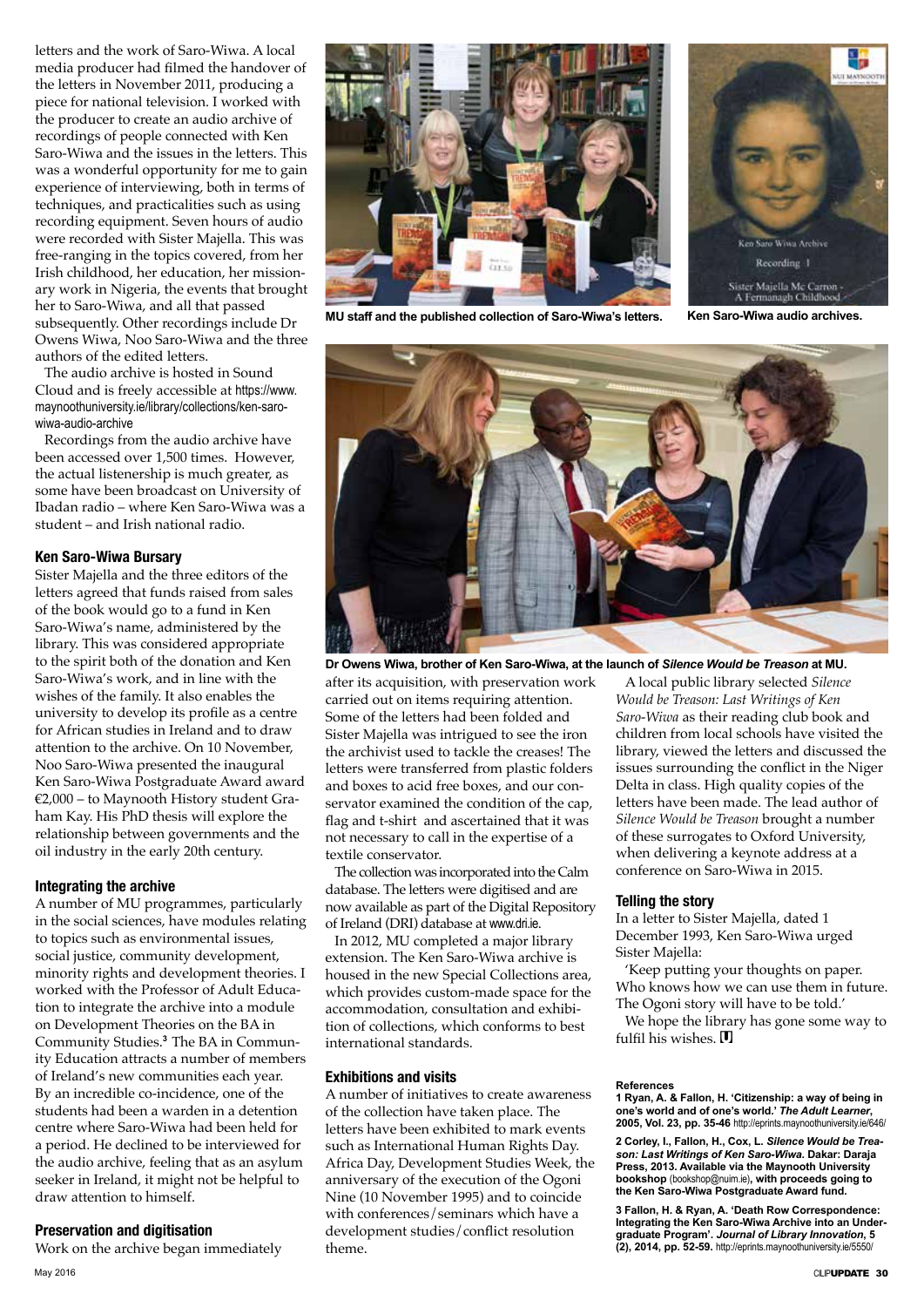letters and the work of Saro-Wiwa. A local media producer had filmed the handover of the letters in November 2011, producing a piece for national television. I worked with the producer to create an audio archive of recordings of people connected with Ken Saro-Wiwa and the issues in the letters. This was a wonderful opportunity for me to gain experience of interviewing, both in terms of techniques, and practicalities such as using recording equipment. Seven hours of audio were recorded with Sister Majella. This was free-ranging in the topics covered, from her Irish childhood, her education, her missionary work in Nigeria, the events that brought her to Saro-Wiwa, and all that passed subsequently. Other recordings include Dr Owens Wiwa, Noo Saro-Wiwa and the three authors of the edited letters.

The audio archive is hosted in Sound Cloud and is freely accessible at https://www.maynoothuniversity.ie/library/collections/ken-saro-wiwa-audio-archive

Recordings from the audio archive have been accessed over 1,500 times. However, the actual listenership is much greater, as some have been broadcast on University of Ibadan radio – where Ken Saro-Wiwa was a student – and Irish national radio.

### Ken Saro-Wiwa Bursary

Sister Majella and the three editors of the letters agreed that funds raised from sales of the book would go to a fund in Ken Saro-Wiwa's name, administered by the library. This was considered appropriate to the spirit both of the donation and Ken Saro-Wiwa's work, and in line with the wishes of the family. It also enables the university to develop its profile as a centre for African studies in Ireland and to draw attention to the archive. On 10 November, Noo Saro-Wiwa presented the inaugural Ken Saro-Wiwa Postgraduate Award award €2,000 – to Maynooth History student Graham Kay. His PhD thesis will explore the relationship between governments and the oil industry in the early 20th century.

### Integrating the archive

A number of MU programmes, particularly in the social sciences, have modules relating to topics such as environmental issues, social justice, community development, minority rights and development theories. I worked with the Professor of Adult Education to integrate the archive into a module on Development Theories on the BA in Community Studies.[3] The BA in Community Education attracts a number of members of Ireland's new communities each year. By an incredible co-incidence, one of the students had been a warden in a detention centre where Saro-Wiwa had been held for a period. He declined to be interviewed for the audio archive, feeling that as an asylum seeker in Ireland, it might not be helpful to draw attention to himself.

### Preservation and digitisation

Work on the archive began immediately after its acquisition, with preservation work carried out on items requiring attention. Some of the letters had been folded and Sister Majella was intrigued to see the iron the archivist used to tackle the creases! The letters were transferred from plastic folders and boxes to acid free boxes, and our conservator examined the condition of the cap, flag and t-shirt and ascertained that it was not necessary to call in the expertise of a textile conservator.

The collection was incorporated into the Calm database. The letters were digitised and are now available as part of the Digital Repository of Ireland (DRI) database at www.dri.ie.

In 2012, MU completed a major library extension. The Ken Saro-Wiwa archive is housed in the new Special Collections area, which provides custom-made space for the accommodation, consultation and exhibition of collections, which conforms to best international standards.

**MU staff and the published collection of Saro-Wiwa's letters.**

**Ken Saro-Wiwa audio archives.**

**Dr Owens Wiwa, brother of Ken Saro-Wiwa, at the launch of *Silence Would be Treason* at MU.**

### Exhibitions and visits

A number of initiatives to create awareness of the collection have taken place. The letters have been exhibited to mark events such as International Human Rights Day. Africa Day, Development Studies Week, the anniversary of the execution of the Ogoni Nine (10 November 1995) and to coincide with conferences/seminars which have a development studies/conflict resolution theme.

A local public library selected *Silence Would be Treason: Last Writings of Ken Saro-Wiwa* as their reading club book and children from local schools have visited the library, viewed the letters and discussed the issues surrounding the conflict in the Niger Delta in class. High quality copies of the letters have been made. The lead author of *Silence Would be Treason* brought a number of these surrogates to Oxford University, when delivering a keynote address at a conference on Saro-Wiwa in 2015.

### Telling the story

In a letter to Sister Majella, dated 1 December 1993, Ken Saro-Wiwa urged Sister Majella:

'Keep putting your thoughts on paper. Who knows how we can use them in future. The Ogoni story will have to be told.'

We hope the library has gone some way to fulfil his wishes.

#### References

**1 Ryan, A. & Fallon, H. 'Citizenship: a way of being in one's world and of one's world.' *The Adult Learner*, 2005, Vol. 23, pp. 35-46** http://eprints.maynoothuniversity.ie/646/

**2 Corley, I., Fallon, H., Cox, L. *Silence Would be Treason: Last Writings of Ken Saro-Wiwa.* Dakar: Daraja Press, 2013. Available via the Maynooth University bookshop** (bookshop@nuim.ie)**, with proceeds going to the Ken Saro-Wiwa Postgraduate Award fund.**

**3 Fallon, H. & Ryan, A. 'Death Row Correspondence: Integrating the Ken Saro-Wiwa Archive into an Undergraduate Program'. *Journal of Library Innovation*, 5 (2), 2014, pp. 52-59.** http://eprints.maynoothuniversity.ie/5550/